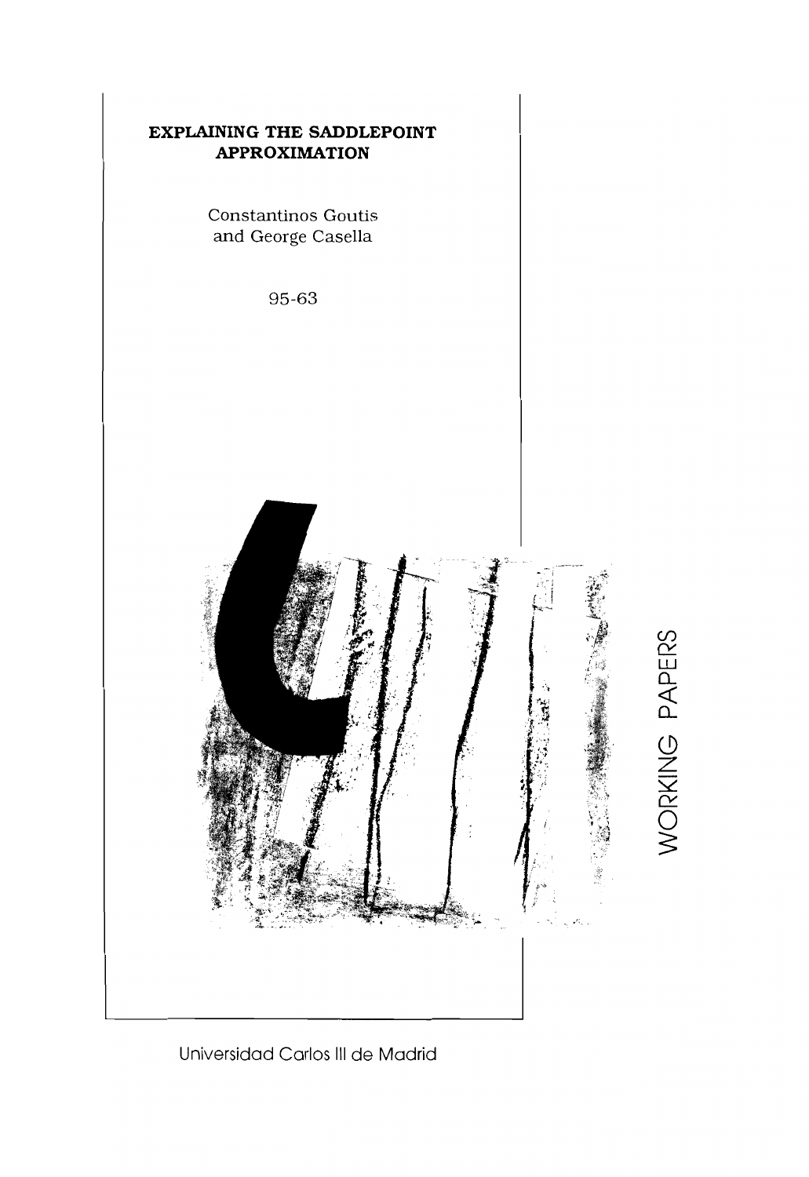# EXPLAINING THE SADDLEPOINT APPROXIMATION

Constantinos Goutis
and George Casella

95-63

WORKING PAPERS

Universidad Carlos III de Madrid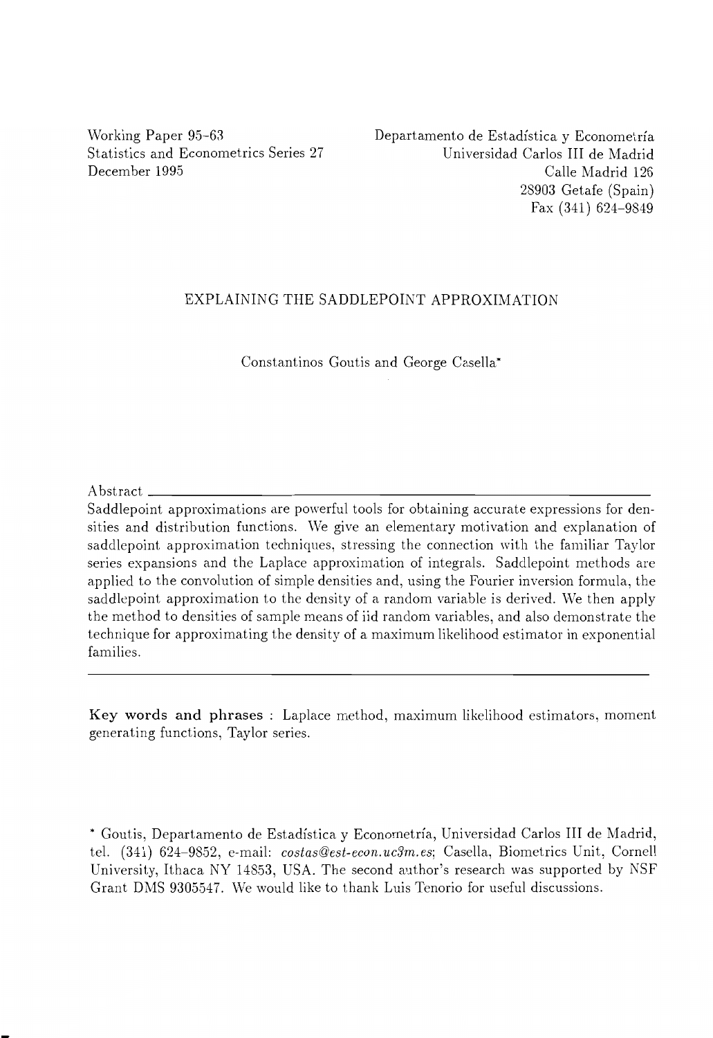Working Paper 95-63
Statistics and Econometrics Series 27
December 1995

Departamento de Estadística y Econometría
Universidad Carlos III de Madrid
Calle Madrid 126
28903 Getafe (Spain)
Fax (341) 624-9849

# EXPLAINING THE SADDLEPOINT APPROXIMATION

Constantinos Goutis and George Casella*

**Abstract**

Saddlepoint approximations are powerful tools for obtaining accurate expressions for densities and distribution functions. We give an elementary motivation and explanation of saddlepoint approximation techniques, stressing the connection with the familiar Taylor series expansions and the Laplace approximation of integrals. Saddlepoint methods are applied to the convolution of simple densities and, using the Fourier inversion formula, the saddlepoint approximation to the density of a random variable is derived. We then apply the method to densities of sample means of iid random variables, and also demonstrate the technique for approximating the density of a maximum likelihood estimator in exponential families.

---

**Key words and phrases** : Laplace method, maximum likelihood estimators, moment generating functions, Taylor series.

\* Goutis, Departamento de Estadística y Econometría, Universidad Carlos III de Madrid, tel. (341) 624-9852, e-mail: *costas@est-econ.uc3m.es*; Casella, Biometrics Unit, Cornell University, Ithaca NY 14853, USA. The second author's research was supported by NSF Grant DMS 9305547. We would like to thank Luis Tenorio for useful discussions.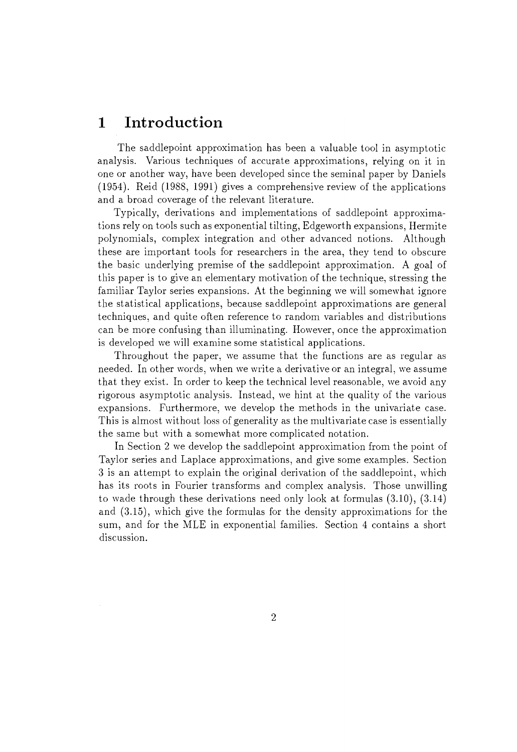# 1 Introduction

The saddlepoint approximation has been a valuable tool in asymptotic analysis. Various techniques of accurate approximations, relying on it in one or another way, have been developed since the seminal paper by Daniels (1954). Reid (1988, 1991) gives a comprehensive review of the applications and a broad coverage of the relevant literature.

Typically, derivations and implementations of saddlepoint approximations rely on tools such as exponential tilting, Edgeworth expansions, Hermite polynomials, complex integration and other advanced notions. Although these are important tools for researchers in the area, they tend to obscure the basic underlying premise of the saddlepoint approximation. A goal of this paper is to give an elementary motivation of the technique, stressing the familiar Taylor series expansions. At the beginning we will somewhat ignore the statistical applications, because saddlepoint approximations are general techniques, and quite often reference to random variables and distributions can be more confusing than illuminating. However, once the approximation is developed we will examine some statistical applications.

Throughout the paper, we assume that the functions are as regular as needed. In other words, when we write a derivative or an integral, we assume that they exist. In order to keep the technical level reasonable, we avoid any rigorous asymptotic analysis. Instead, we hint at the quality of the various expansions. Furthermore, we develop the methods in the univariate case. This is almost without loss of generality as the multivariate case is essentially the same but with a somewhat more complicated notation.

In Section 2 we develop the saddlepoint approximation from the point of Taylor series and Laplace approximations, and give some examples. Section 3 is an attempt to explain the original derivation of the saddlepoint, which has its roots in Fourier transforms and complex analysis. Those unwilling to wade through these derivations need only look at formulas (3.10), (3.14) and (3.15), which give the formulas for the density approximations for the sum, and for the MLE in exponential families. Section 4 contains a short discussion.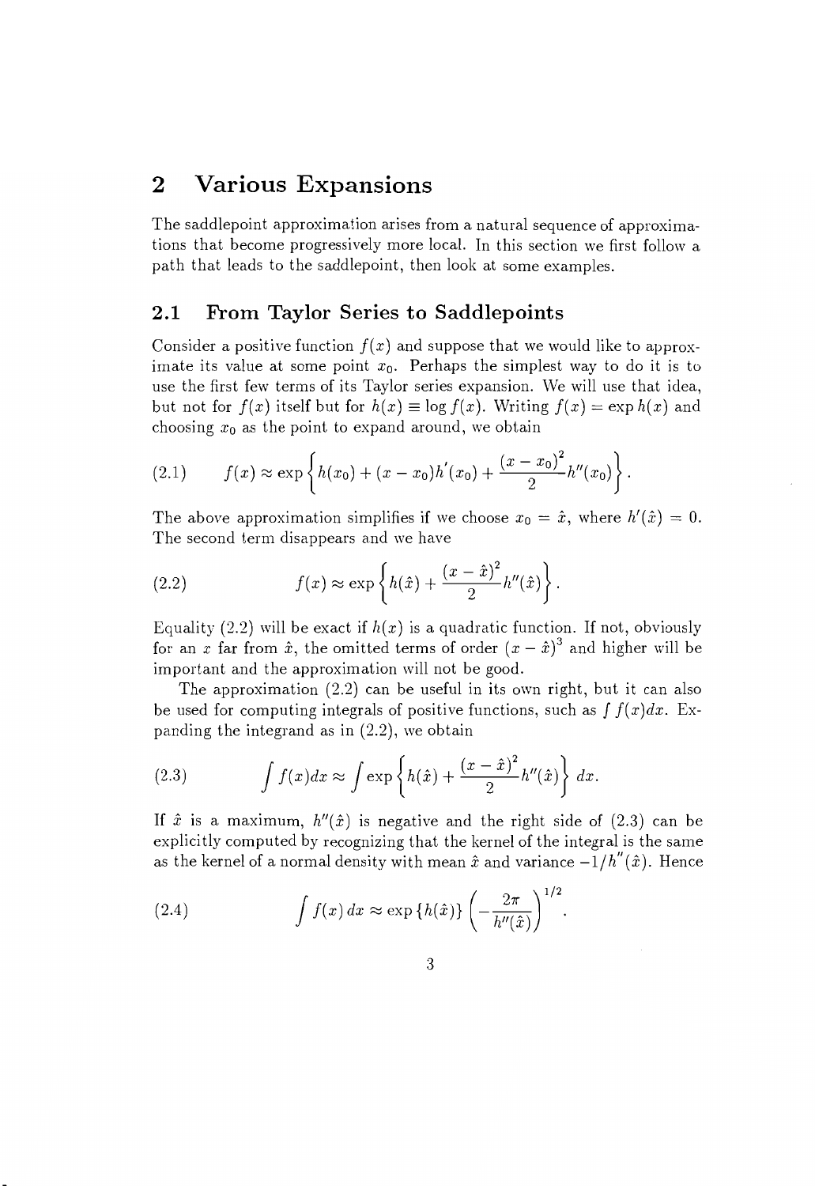# 2 Various Expansions

The saddlepoint approximation arises from a natural sequence of approximations that become progressively more local. In this section we first follow a path that leads to the saddlepoint, then look at some examples.

## 2.1 From Taylor Series to Saddlepoints

Consider a positive function $f(x)$ and suppose that we would like to approximate its value at some point $x_0$. Perhaps the simplest way to do it is to use the first few terms of its Taylor series expansion. We will use that idea, but not for $f(x)$ itself but for $h(x) \equiv \log f(x)$. Writing $f(x) = \exp h(x)$ and choosing $x_0$ as the point to expand around, we obtain

$$f(x) \approx \exp\left\{h(x_0) + (x - x_0)h'(x_0) + \frac{(x - x_0)^2}{2}h''(x_0)\right\}. \tag{2.1}$$

The above approximation simplifies if we choose $x_0 = \hat{x}$, where $h'(\hat{x}) = 0$. The second term disappears and we have

$$f(x) \approx \exp\left\{h(\hat{x}) + \frac{(x - \hat{x})^2}{2}h''(\hat{x})\right\}. \tag{2.2}$$

Equality (2.2) will be exact if $h(x)$ is a quadratic function. If not, obviously for an $x$ far from $\hat{x}$, the omitted terms of order $(x - \hat{x})^3$ and higher will be important and the approximation will not be good.

The approximation (2.2) can be useful in its own right, but it can also be used for computing integrals of positive functions, such as $\int f(x)dx$. Expanding the integrand as in (2.2), we obtain

$$\int f(x)dx \approx \int \exp\left\{h(\hat{x}) + \frac{(x - \hat{x})^2}{2}h''(\hat{x})\right\} dx. \tag{2.3}$$

If $\hat{x}$ is a maximum, $h''(\hat{x})$ is negative and the right side of (2.3) can be explicitly computed by recognizing that the kernel of the integral is the same as the kernel of a normal density with mean $\hat{x}$ and variance $-1/h''(\hat{x})$. Hence

$$\int f(x)\, dx \approx \exp\{h(\hat{x})\} \left(-\frac{2\pi}{h''(\hat{x})}\right)^{1/2}. \tag{2.4}$$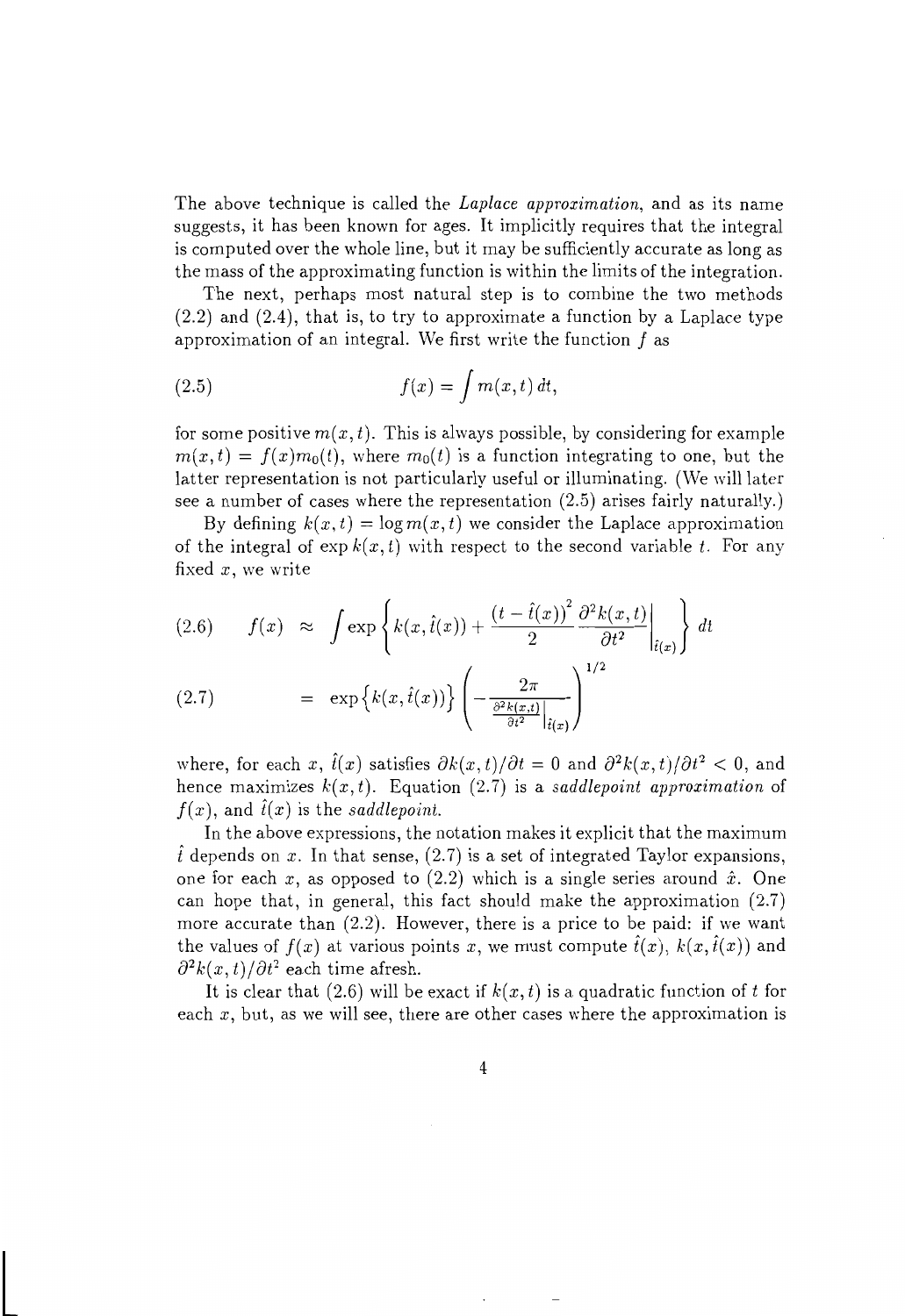The above technique is called the *Laplace approximation*, and as its name suggests, it has been known for ages. It implicitly requires that the integral is computed over the whole line, but it may be sufficiently accurate as long as the mass of the approximating function is within the limits of the integration.

The next, perhaps most natural step is to combine the two methods (2.2) and (2.4), that is, to try to approximate a function by a Laplace type approximation of an integral. We first write the function $f$ as

$$f(x) = \int m(x,t)\, dt, \tag{2.5}$$

for some positive $m(x,t)$. This is always possible, by considering for example $m(x,t) = f(x)m_0(t)$, where $m_0(t)$ is a function integrating to one, but the latter representation is not particularly useful or illuminating. (We will later see a number of cases where the representation (2.5) arises fairly naturally.)

By defining $k(x,t) = \log m(x,t)$ we consider the Laplace approximation of the integral of $\exp k(x,t)$ with respect to the second variable $t$. For any fixed $x$, we write

$$f(x) \approx \int \exp\left\{ k(x,\hat{t}(x)) + \frac{(t-\hat{t}(x))^2}{2} \left.\frac{\partial^2 k(x,t)}{\partial t^2}\right|_{\hat{t}(x)} \right\} dt \tag{2.6}$$

$$= \exp\{k(x,\hat{t}(x))\} \left( -\frac{2\pi}{\left.\frac{\partial^2 k(x,t)}{\partial t^2}\right|_{\hat{t}(x)}} \right)^{1/2} \tag{2.7}$$

where, for each $x$, $\hat{t}(x)$ satisfies $\partial k(x,t)/\partial t = 0$ and $\partial^2 k(x,t)/\partial t^2 < 0$, and hence maximizes $k(x,t)$. Equation (2.7) is a *saddlepoint approximation* of $f(x)$, and $\hat{t}(x)$ is the *saddlepoint*.

In the above expressions, the notation makes it explicit that the maximum $\hat{t}$ depends on $x$. In that sense, (2.7) is a set of integrated Taylor expansions, one for each $x$, as opposed to (2.2) which is a single series around $\hat{x}$. One can hope that, in general, this fact should make the approximation (2.7) more accurate than (2.2). However, there is a price to be paid: if we want the values of $f(x)$ at various points $x$, we must compute $\hat{t}(x)$, $k(x,\hat{t}(x))$ and $\partial^2 k(x,t)/\partial t^2$ each time afresh.

It is clear that (2.6) will be exact if $k(x,t)$ is a quadratic function of $t$ for each $x$, but, as we will see, there are other cases where the approximation is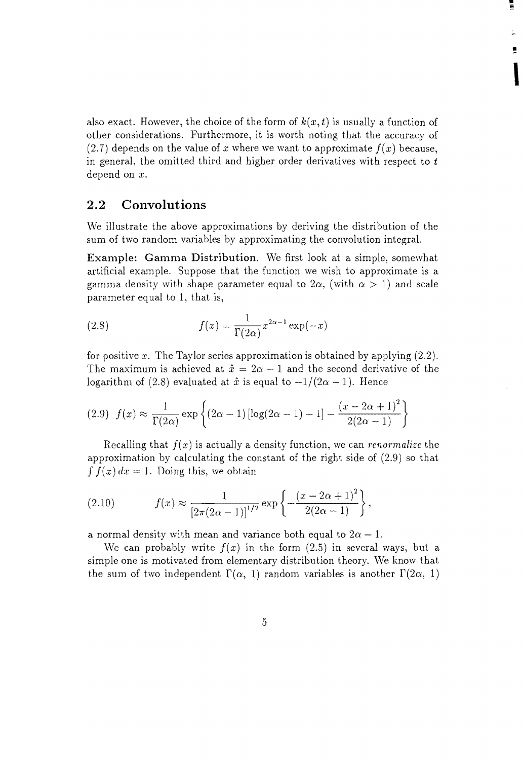also exact. However, the choice of the form of $k(x,t)$ is usually a function of other considerations. Furthermore, it is worth noting that the accuracy of (2.7) depends on the value of $x$ where we want to approximate $f(x)$ because, in general, the omitted third and higher order derivatives with respect to $t$ depend on $x$.

## 2.2 Convolutions

We illustrate the above approximations by deriving the distribution of the sum of two random variables by approximating the convolution integral.

**Example: Gamma Distribution.** We first look at a simple, somewhat artificial example. Suppose that the function we wish to approximate is a gamma density with shape parameter equal to $2\alpha$, (with $\alpha > 1$) and scale parameter equal to 1, that is,

$$f(x) = \frac{1}{\Gamma(2\alpha)} x^{2\alpha - 1} \exp(-x) \tag{2.8}$$

for positive $x$. The Taylor series approximation is obtained by applying (2.2). The maximum is achieved at $\hat{x} = 2\alpha - 1$ and the second derivative of the logarithm of (2.8) evaluated at $\hat{x}$ is equal to $-1/(2\alpha - 1)$. Hence

$$f(x) \approx \frac{1}{\Gamma(2\alpha)} \exp\left\{(2\alpha - 1)\left[\log(2\alpha - 1) - 1\right] - \frac{(x - 2\alpha + 1)^2}{2(2\alpha - 1)}\right\} \tag{2.9}$$

Recalling that $f(x)$ is actually a density function, we can *renormalize* the approximation by calculating the constant of the right side of (2.9) so that $\int f(x)\,dx = 1$. Doing this, we obtain

$$f(x) \approx \frac{1}{\left[2\pi(2\alpha - 1)\right]^{1/2}} \exp\left\{-\frac{(x - 2\alpha + 1)^2}{2(2\alpha - 1)}\right\}, \tag{2.10}$$

a normal density with mean and variance both equal to $2\alpha - 1$.

We can probably write $f(x)$ in the form (2.5) in several ways, but a simple one is motivated from elementary distribution theory. We know that the sum of two independent $\Gamma(\alpha,\ 1)$ random variables is another $\Gamma(2\alpha,\ 1)$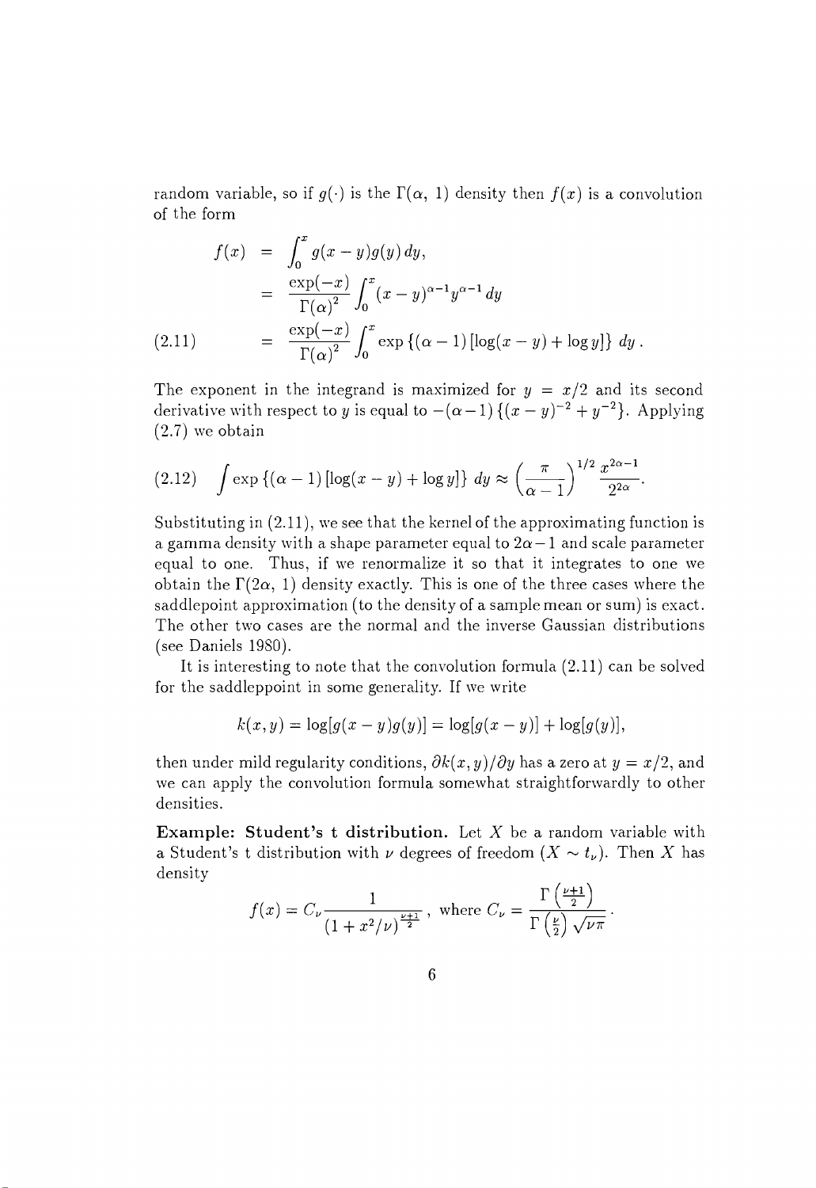random variable, so if $g(\cdot)$ is the $\Gamma(\alpha, 1)$ density then $f(x)$ is a convolution of the form

$$
\begin{aligned}
f(x) &= \int_0^x g(x-y)g(y)\,dy, \\
&= \frac{\exp(-x)}{\Gamma(\alpha)^2}\int_0^x (x-y)^{\alpha-1}y^{\alpha-1}\,dy \\
&= \frac{\exp(-x)}{\Gamma(\alpha)^2}\int_0^x \exp\left\{(\alpha-1)\left[\log(x-y)+\log y\right]\right\}\,dy\,. \qquad (2.11)
\end{aligned}
$$

The exponent in the integrand is maximized for $y = x/2$ and its second derivative with respect to $y$ is equal to $-(\alpha-1)\{(x-y)^{-2}+y^{-2}\}$. Applying (2.7) we obtain

$$
\int \exp\left\{(\alpha-1)\left[\log(x-y)+\log y\right]\right\}\,dy \approx \left(\frac{\pi}{\alpha-1}\right)^{1/2}\frac{x^{2\alpha-1}}{2^{2\alpha}}. \qquad (2.12)
$$

Substituting in (2.11), we see that the kernel of the approximating function is a gamma density with a shape parameter equal to $2\alpha-1$ and scale parameter equal to one. Thus, if we renormalize it so that it integrates to one we obtain the $\Gamma(2\alpha, 1)$ density exactly. This is one of the three cases where the saddlepoint approximation (to the density of a sample mean or sum) is exact. The other two cases are the normal and the inverse Gaussian distributions (see Daniels 1980).

It is interesting to note that the convolution formula (2.11) can be solved for the saddleppoint in some generality. If we write

$$
k(x,y) = \log[g(x-y)g(y)] = \log[g(x-y)] + \log[g(y)],
$$

then under mild regularity conditions, $\partial k(x,y)/\partial y$ has a zero at $y = x/2$, and we can apply the convolution formula somewhat straightforwardly to other densities.

**Example: Student's t distribution.** Let $X$ be a random variable with a Student's t distribution with $\nu$ degrees of freedom ($X \sim t_\nu$). Then $X$ has density

$$
f(x) = C_\nu \frac{1}{(1+x^2/\nu)^{\frac{\nu+1}{2}}}, \text{ where } C_\nu = \frac{\Gamma\left(\frac{\nu+1}{2}\right)}{\Gamma\left(\frac{\nu}{2}\right)\sqrt{\nu\pi}}.
$$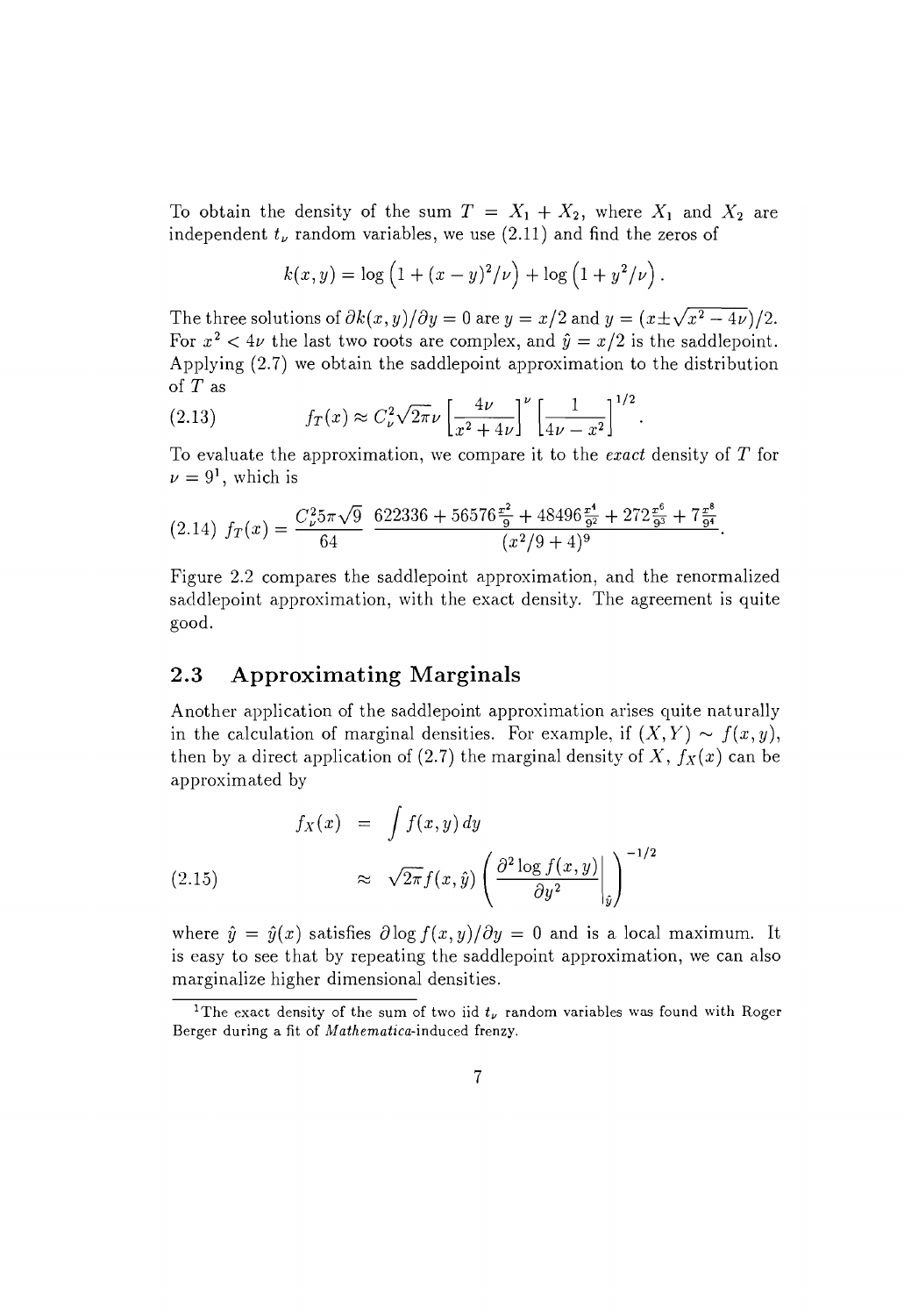To obtain the density of the sum $T = X_1 + X_2$, where $X_1$ and $X_2$ are independent $t_\nu$ random variables, we use (2.11) and find the zeros of

$$k(x,y) = \log\left(1 + (x-y)^2/\nu\right) + \log\left(1 + y^2/\nu\right).$$

The three solutions of $\partial k(x,y)/\partial y = 0$ are $y = x/2$ and $y = (x \pm \sqrt{x^2 - 4\nu})/2$. For $x^2 < 4\nu$ the last two roots are complex, and $\hat{y} = x/2$ is the saddlepoint. Applying (2.7) we obtain the saddlepoint approximation to the distribution of $T$ as

$$f_T(x) \approx C_\nu^2 \sqrt{2\pi\nu} \left[\frac{4\nu}{x^2 + 4\nu}\right]^\nu \left[\frac{1}{4\nu - x^2}\right]^{1/2}. \tag{2.13}$$

To evaluate the approximation, we compare it to the *exact* density of $T$ for $\nu = 9$[1], which is

$$f_T(x) = \frac{C_\nu^2 5\pi\sqrt{9}}{64} \frac{622336 + 56576\frac{x^2}{9} + 48496\frac{x^4}{9^2} + 272\frac{x^6}{9^3} + 7\frac{x^8}{9^4}}{(x^2/9 + 4)^9}. \tag{2.14}$$

Figure 2.2 compares the saddlepoint approximation, and the renormalized saddlepoint approximation, with the exact density. The agreement is quite good.

## 2.3 Approximating Marginals

Another application of the saddlepoint approximation arises quite naturally in the calculation of marginal densities. For example, if $(X,Y) \sim f(x,y)$, then by a direct application of (2.7) the marginal density of $X$, $f_X(x)$ can be approximated by

$$\begin{aligned} f_X(x) &= \int f(x,y)\,dy \\ &\approx \sqrt{2\pi} f(x,\hat{y}) \left( \left. \frac{\partial^2 \log f(x,y)}{\partial y^2} \right|_{\hat{y}} \right)^{-1/2} \end{aligned} \tag{2.15}$$

where $\hat{y} = \hat{y}(x)$ satisfies $\partial \log f(x,y)/\partial y = 0$ and is a local maximum. It is easy to see that by repeating the saddlepoint approximation, we can also marginalize higher dimensional densities.

[1] The exact density of the sum of two iid $t_\nu$ random variables was found with Roger Berger during a fit of *Mathematica*-induced frenzy.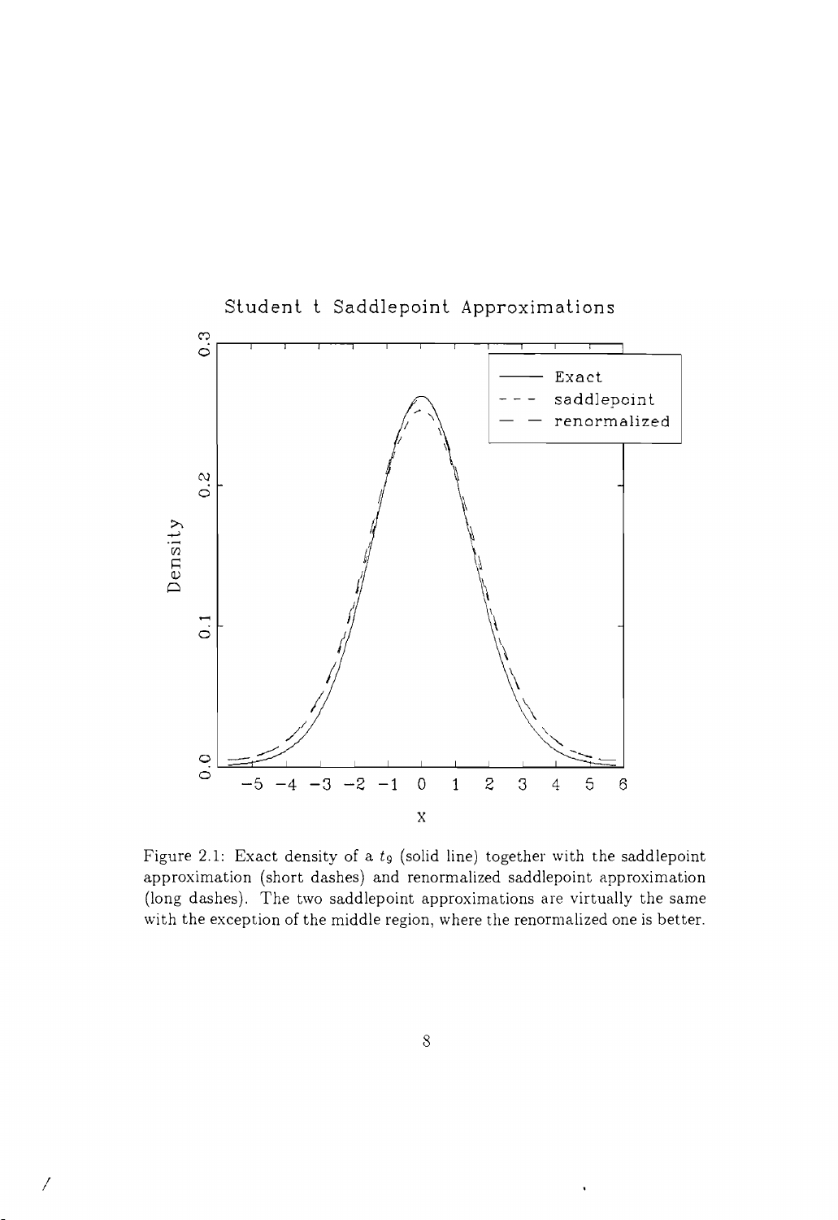Figure 2.1: Exact density of a $t_9$ (solid line) together with the saddlepoint approximation (short dashes) and renormalized saddlepoint approximation (long dashes). The two saddlepoint approximations are virtually the same with the exception of the middle region, where the renormalized one is better.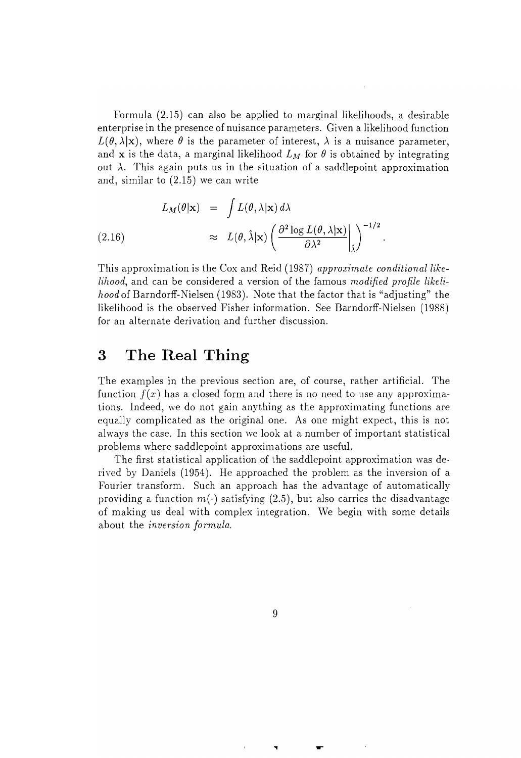Formula (2.15) can also be applied to marginal likelihoods, a desirable enterprise in the presence of nuisance parameters. Given a likelihood function $L(\theta, \lambda|\mathbf{x})$, where $\theta$ is the parameter of interest, $\lambda$ is a nuisance parameter, and $\mathbf{x}$ is the data, a marginal likelihood $L_M$ for $\theta$ is obtained by integrating out $\lambda$. This again puts us in the situation of a saddlepoint approximation and, similar to (2.15) we can write

$$
\begin{aligned}
L_M(\theta|\mathbf{x}) &= \int L(\theta, \lambda|\mathbf{x})\, d\lambda \\
&\approx L(\theta, \hat{\lambda}|\mathbf{x}) \left( \left. \frac{\partial^2 \log L(\theta, \lambda|\mathbf{x})}{\partial \lambda^2} \right|_{\hat{\lambda}} \right)^{-1/2}. \qquad (2.16)
\end{aligned}
$$

This approximation is the Cox and Reid (1987) *approximate conditional likelihood*, and can be considered a version of the famous *modified profile likelihood* of Barndorff-Nielsen (1983). Note that the factor that is "adjusting" the likelihood is the observed Fisher information. See Barndorff-Nielsen (1988) for an alternate derivation and further discussion.

# 3 The Real Thing

The examples in the previous section are, of course, rather artificial. The function $f(x)$ has a closed form and there is no need to use any approximations. Indeed, we do not gain anything as the approximating functions are equally complicated as the original one. As one might expect, this is not always the case. In this section we look at a number of important statistical problems where saddlepoint approximations are useful.

The first statistical application of the saddlepoint approximation was derived by Daniels (1954). He approached the problem as the inversion of a Fourier transform. Such an approach has the advantage of automatically providing a function $m(\cdot)$ satisfying (2.5), but also carries the disadvantage of making us deal with complex integration. We begin with some details about the *inversion formula*.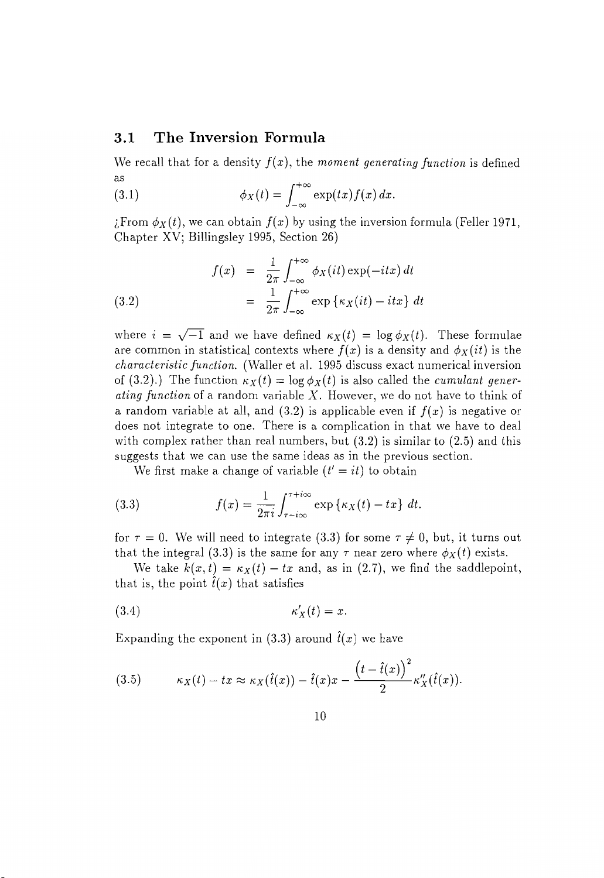## 3.1 The Inversion Formula

We recall that for a density $f(x)$, the *moment generating function* is defined as

$$\phi_X(t) = \int_{-\infty}^{+\infty} \exp(tx) f(x)\, dx. \tag{3.1}$$

¿From $\phi_X(t)$, we can obtain $f(x)$ by using the inversion formula (Feller 1971, Chapter XV; Billingsley 1995, Section 26)

$$\begin{aligned} f(x) &= \frac{1}{2\pi} \int_{-\infty}^{+\infty} \phi_X(it) \exp(-itx)\, dt \\ &= \frac{1}{2\pi} \int_{-\infty}^{+\infty} \exp\{\kappa_X(it) - itx\}\, dt \end{aligned} \tag{3.2}$$

where $i = \sqrt{-1}$ and we have defined $\kappa_X(t) = \log \phi_X(t)$. These formulae are common in statistical contexts where $f(x)$ is a density and $\phi_X(it)$ is the *characteristic function*. (Waller et al. 1995 discuss exact numerical inversion of (3.2).) The function $\kappa_X(t) = \log \phi_X(t)$ is also called the *cumulant generating function* of a random variable $X$. However, we do not have to think of a random variable at all, and (3.2) is applicable even if $f(x)$ is negative or does not integrate to one. There is a complication in that we have to deal with complex rather than real numbers, but (3.2) is similar to (2.5) and this suggests that we can use the same ideas as in the previous section.

We first make a change of variable ($t' = it$) to obtain

$$f(x) = \frac{1}{2\pi i} \int_{\tau - i\infty}^{\tau + i\infty} \exp\{\kappa_X(t) - tx\}\, dt. \tag{3.3}$$

for $\tau = 0$. We will need to integrate (3.3) for some $\tau \neq 0$, but, it turns out that the integral (3.3) is the same for any $\tau$ near zero where $\phi_X(t)$ exists.

We take $k(x,t) = \kappa_X(t) - tx$ and, as in (2.7), we find the saddlepoint, that is, the point $\hat{t}(x)$ that satisfies

$$\kappa_X'(t) = x. \tag{3.4}$$

Expanding the exponent in (3.3) around $\hat{t}(x)$ we have

$$\kappa_X(t) - tx \approx \kappa_X(\hat{t}(x)) - \hat{t}(x)x - \frac{\left(t - \hat{t}(x)\right)^2}{2} \kappa_X''(\hat{t}(x)). \tag{3.5}$$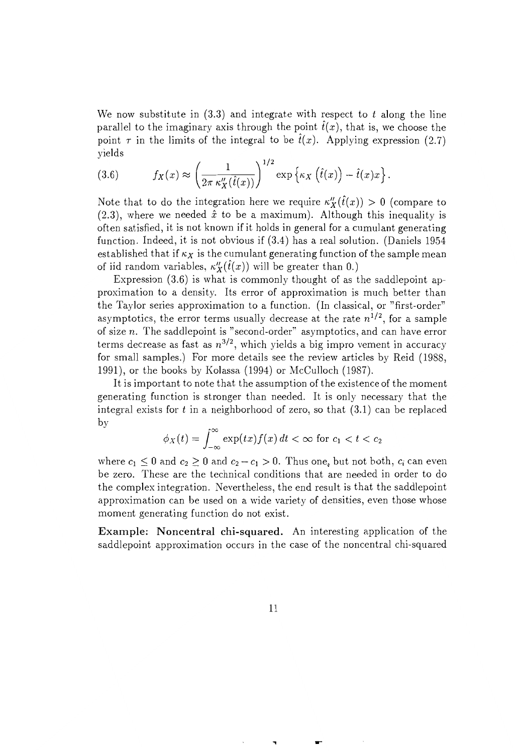We now substitute in (3.3) and integrate with respect to $t$ along the line parallel to the imaginary axis through the point $\hat{t}(x)$, that is, we choose the point $\tau$ in the limits of the integral to be $\hat{t}(x)$. Applying expression (2.7) yields

$$f_X(x) \approx \left( \frac{1}{2\pi \, \kappa_X''(\hat{t}(x))} \right)^{1/2} \exp\left\{ \kappa_X\left(\hat{t}(x)\right) - \hat{t}(x)x \right\}. \tag{3.6}$$

Note that to do the integration here we require $\kappa_X''(\hat{t}(x)) > 0$ (compare to (2.3), where we needed $\hat{x}$ to be a maximum). Although this inequality is often satisfied, it is not known if it holds in general for a cumulant generating function. Indeed, it is not obvious if (3.4) has a real solution. (Daniels 1954 established that if $\kappa_X$ is the cumulant generating function of the sample mean of iid random variables, $\kappa_X''(\hat{t}(x))$ will be greater than 0.)

Expression (3.6) is what is commonly thought of as the saddlepoint approximation to a density. Its error of approximation is much better than the Taylor series approximation to a function. (In classical, or "first-order" asymptotics, the error terms usually decrease at the rate $n^{1/2}$, for a sample of size $n$. The saddlepoint is "second-order" asymptotics, and can have error terms decrease as fast as $n^{3/2}$, which yields a big impro vement in accuracy for small samples.) For more details see the review articles by Reid (1988, 1991), or the books by Kolassa (1994) or McCulloch (1987).

It is important to note that the assumption of the existence of the moment generating function is stronger than needed. It is only necessary that the integral exists for $t$ in a neighborhood of zero, so that (3.1) can be replaced by

$$\phi_X(t) = \int_{-\infty}^{\infty} \exp(tx) f(x)\, dt < \infty \text{ for } c_1 < t < c_2$$

where $c_1 \leq 0$ and $c_2 \geq 0$ and $c_2 - c_1 > 0$. Thus one, but not both, $c_i$ can even be zero. These are the technical conditions that are needed in order to do the complex integration. Nevertheless, the end result is that the saddlepoint approximation can be used on a wide variety of densities, even those whose moment generating function do not exist.

**Example: Noncentral chi-squared.** An interesting application of the saddlepoint approximation occurs in the case of the noncentral chi-squared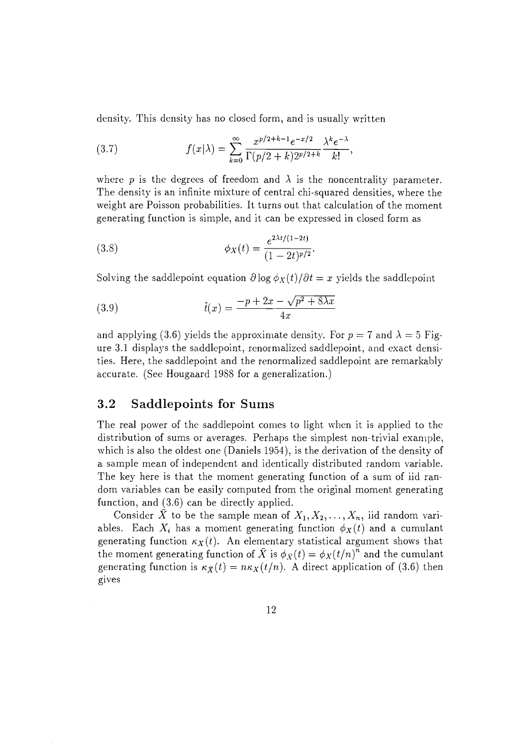density. This density has no closed form, and is usually written

$$f(x|\lambda) = \sum_{k=0}^{\infty} \frac{x^{p/2+k-1}e^{-x/2}}{\Gamma(p/2+k)2^{p/2+k}} \frac{\lambda^k e^{-\lambda}}{k!}, \tag{3.7}$$

where $p$ is the degrees of freedom and $\lambda$ is the noncentrality parameter. The density is an infinite mixture of central chi-squared densities, where the weight are Poisson probabilities. It turns out that calculation of the moment generating function is simple, and it can be expressed in closed form as

$$\phi_X(t) = \frac{e^{2\lambda t/(1-2t)}}{(1-2t)^{p/2}}. \tag{3.8}$$

Solving the saddlepoint equation $\partial \log \phi_X(t)/\partial t = x$ yields the saddlepoint

$$\hat{t}(x) = \frac{-p + 2x - \sqrt{p^2 + 8\lambda x}}{4x} \tag{3.9}$$

and applying (3.6) yields the approximate density. For $p = 7$ and $\lambda = 5$ Figure 3.1 displays the saddlepoint, renormalized saddlepoint, and exact densities. Here, the saddlepoint and the renormalized saddlepoint are remarkably accurate. (See Hougaard 1988 for a generalization.)

## 3.2 Saddlepoints for Sums

The real power of the saddlepoint comes to light when it is applied to the distribution of sums or averages. Perhaps the simplest non-trivial example, which is also the oldest one (Daniels 1954), is the derivation of the density of a sample mean of independent and identically distributed random variable. The key here is that the moment generating function of a sum of iid random variables can be easily computed from the original moment generating function, and (3.6) can be directly applied.

Consider $\bar{X}$ to be the sample mean of $X_1, X_2, \ldots, X_n$, iid random variables. Each $X_i$ has a moment generating function $\phi_X(t)$ and a cumulant generating function $\kappa_X(t)$. An elementary statistical argument shows that the moment generating function of $\bar{X}$ is $\phi_{\bar{X}}(t) = \phi_X(t/n)^n$ and the cumulant generating function is $\kappa_{\bar{X}}(t) = n\kappa_X(t/n)$. A direct application of (3.6) then gives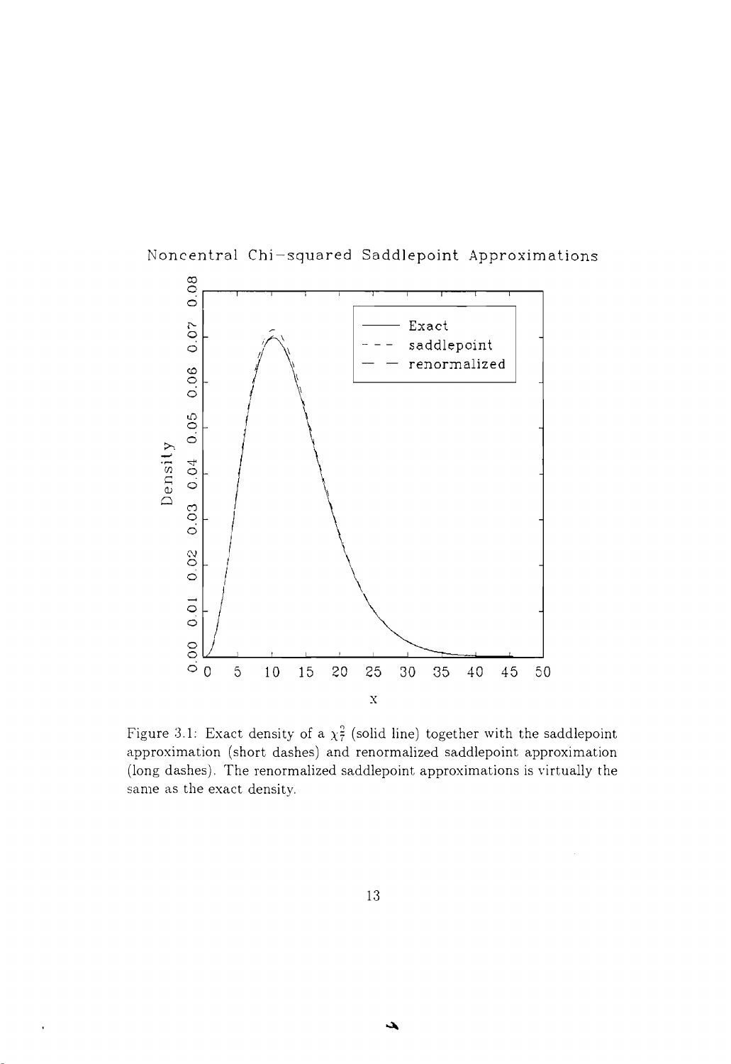Figure 3.1: Exact density of a $\chi_7^2$ (solid line) together with the saddlepoint approximation (short dashes) and renormalized saddlepoint approximation (long dashes). The renormalized saddlepoint approximations is virtually the same as the exact density.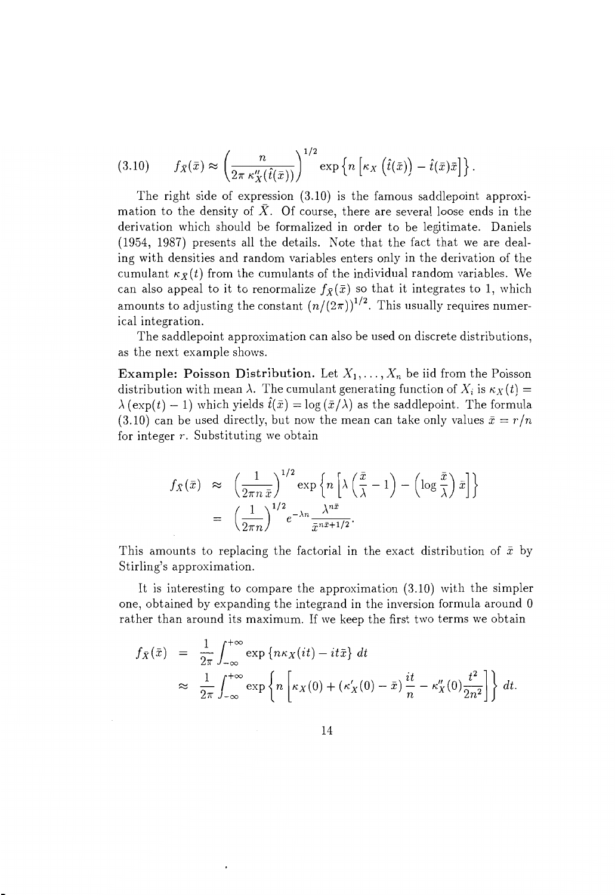$$(3.10) \qquad f_{\bar{X}}(\bar{x}) \approx \left(\frac{n}{2\pi\, \kappa_X''(\hat{t}(\bar{x}))}\right)^{1/2} \exp\left\{n\left[\kappa_X\left(\hat{t}(\bar{x})\right) - \hat{t}(\bar{x})\bar{x}\right]\right\}.$$

The right side of expression (3.10) is the famous saddlepoint approximation to the density of $\bar{X}$. Of course, there are several loose ends in the derivation which should be formalized in order to be legitimate. Daniels (1954, 1987) presents all the details. Note that the fact that we are dealing with densities and random variables enters only in the derivation of the cumulant $\kappa_{\bar{X}}(t)$ from the cumulants of the individual random variables. We can also appeal to it to renormalize $f_{\bar{X}}(\bar{x})$ so that it integrates to 1, which amounts to adjusting the constant $(n/(2\pi))^{1/2}$. This usually requires numerical integration.

The saddlepoint approximation can also be used on discrete distributions, as the next example shows.

**Example: Poisson Distribution.** Let $X_1, \ldots, X_n$ be iid from the Poisson distribution with mean $\lambda$. The cumulant generating function of $X_i$ is $\kappa_X(t) = \lambda(\exp(t) - 1)$ which yields $\hat{t}(\bar{x}) = \log(\bar{x}/\lambda)$ as the saddlepoint. The formula (3.10) can be used directly, but now the mean can take only values $\bar{x} = r/n$ for integer $r$. Substituting we obtain

$$\begin{aligned}
f_{\bar{X}}(\bar{x}) &\approx \left(\frac{1}{2\pi n\, \bar{x}}\right)^{1/2} \exp\left\{n\left[\lambda\left(\frac{\bar{x}}{\lambda} - 1\right) - \left(\log\frac{\bar{x}}{\lambda}\right)\bar{x}\right]\right\} \\
&= \left(\frac{1}{2\pi n}\right)^{1/2} e^{-\lambda n} \frac{\lambda^{n\bar{x}}}{\bar{x}^{n\bar{x}+1/2}}.
\end{aligned}$$

This amounts to replacing the factorial in the exact distribution of $\bar{x}$ by Stirling's approximation.

It is interesting to compare the approximation (3.10) with the simpler one, obtained by expanding the integrand in the inversion formula around 0 rather than around its maximum. If we keep the first two terms we obtain

$$\begin{aligned}
f_{\bar{X}}(\bar{x}) &= \frac{1}{2\pi}\int_{-\infty}^{+\infty} \exp\left\{n\kappa_X(it) - it\bar{x}\right\}\, dt \\
&\approx \frac{1}{2\pi}\int_{-\infty}^{+\infty} \exp\left\{n\left[\kappa_X(0) + (\kappa_X'(0) - \bar{x})\frac{it}{n} - \kappa_X''(0)\frac{t^2}{2n^2}\right]\right\}\, dt.
\end{aligned}$$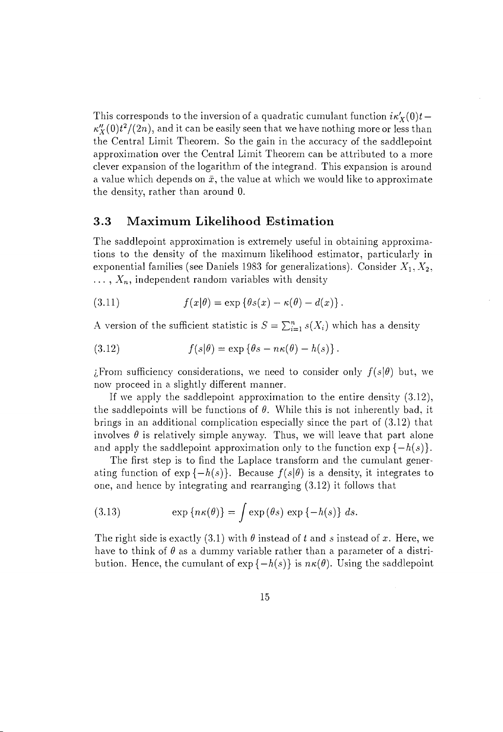This corresponds to the inversion of a quadratic cumulant function $i\kappa_X'(0)t - \kappa_X''(0)t^2/(2n)$, and it can be easily seen that we have nothing more or less than the Central Limit Theorem. So the gain in the accuracy of the saddlepoint approximation over the Central Limit Theorem can be attributed to a more clever expansion of the logarithm of the integrand. This expansion is around a value which depends on $\bar{x}$, the value at which we would like to approximate the density, rather than around 0.

## 3.3 Maximum Likelihood Estimation

The saddlepoint approximation is extremely useful in obtaining approximations to the density of the maximum likelihood estimator, particularly in exponential families (see Daniels 1983 for generalizations). Consider $X_1, X_2, \ldots, X_n$, independent random variables with density

$$f(x|\theta) = \exp\{\theta s(x) - \kappa(\theta) - d(x)\}. \tag{3.11}$$

A version of the sufficient statistic is $S = \sum_{i=1}^{n} s(X_i)$ which has a density

$$f(s|\theta) = \exp\{\theta s - n\kappa(\theta) - h(s)\}. \tag{3.12}$$

¿From sufficiency considerations, we need to consider only $f(s|\theta)$ but, we now proceed in a slightly different manner.

If we apply the saddlepoint approximation to the entire density (3.12), the saddlepoints will be functions of $\theta$. While this is not inherently bad, it brings in an additional complication especially since the part of (3.12) that involves $\theta$ is relatively simple anyway. Thus, we will leave that part alone and apply the saddlepoint approximation only to the function $\exp\{-h(s)\}$.

The first step is to find the Laplace transform and the cumulant generating function of $\exp\{-h(s)\}$. Because $f(s|\theta)$ is a density, it integrates to one, and hence by integrating and rearranging (3.12) it follows that

$$\exp\{n\kappa(\theta)\} = \int \exp(\theta s) \exp\{-h(s)\}\, ds. \tag{3.13}$$

The right side is exactly (3.1) with $\theta$ instead of $t$ and $s$ instead of $x$. Here, we have to think of $\theta$ as a dummy variable rather than a parameter of a distribution. Hence, the cumulant of $\exp\{-h(s)\}$ is $n\kappa(\theta)$. Using the saddlepoint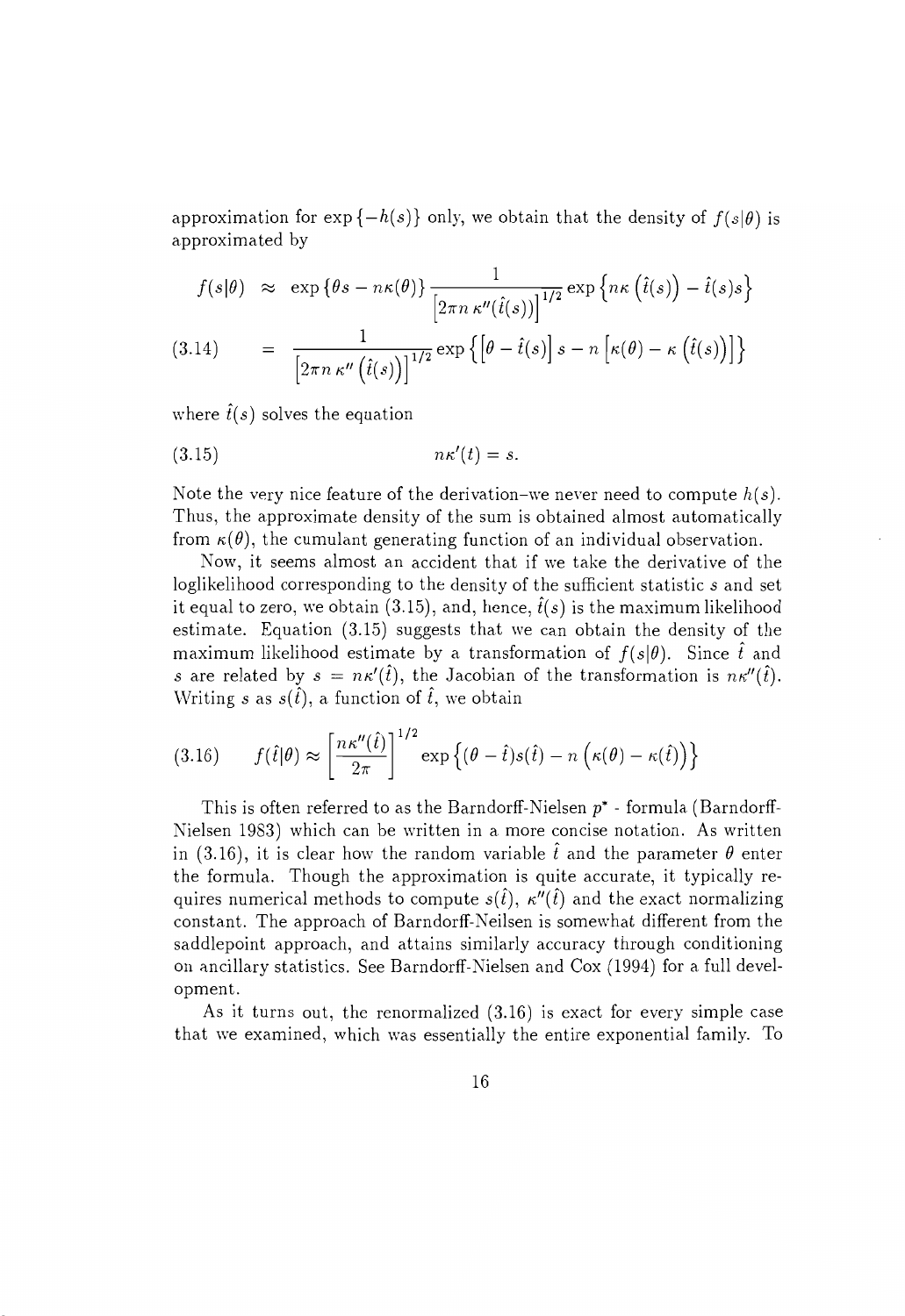approximation for $\exp\{-h(s)\}$ only, we obtain that the density of $f(s|\theta)$ is approximated by

$$
\begin{aligned}
f(s|\theta) &\approx \exp\{\theta s - n\kappa(\theta)\} \frac{1}{\left[2\pi n\, \kappa''(\hat{t}(s))\right]^{1/2}} \exp\left\{n\kappa\left(\hat{t}(s)\right) - \hat{t}(s)s\right\} \\
&= \frac{1}{\left[2\pi n\, \kappa''\left(\hat{t}(s)\right)\right]^{1/2}} \exp\left\{\left[\theta - \hat{t}(s)\right]s - n\left[\kappa(\theta) - \kappa\left(\hat{t}(s)\right)\right]\right\} \qquad (3.14)
\end{aligned}
$$

where $\hat{t}(s)$ solves the equation

$$
n\kappa'(t) = s. \qquad (3.15)
$$

Note the very nice feature of the derivation–we never need to compute $h(s)$. Thus, the approximate density of the sum is obtained almost automatically from $\kappa(\theta)$, the cumulant generating function of an individual observation.

Now, it seems almost an accident that if we take the derivative of the loglikelihood corresponding to the density of the sufficient statistic $s$ and set it equal to zero, we obtain (3.15), and, hence, $\hat{t}(s)$ is the maximum likelihood estimate. Equation (3.15) suggests that we can obtain the density of the maximum likelihood estimate by a transformation of $f(s|\theta)$. Since $\hat{t}$ and $s$ are related by $s = n\kappa'(\hat{t})$, the Jacobian of the transformation is $n\kappa''(\hat{t})$. Writing $s$ as $s(\hat{t})$, a function of $\hat{t}$, we obtain

$$
f(\hat{t}|\theta) \approx \left[\frac{n\kappa''(\hat{t})}{2\pi}\right]^{1/2} \exp\left\{(\theta - \hat{t})s(\hat{t}) - n\left(\kappa(\theta) - \kappa(\hat{t})\right)\right\} \qquad (3.16)
$$

This is often referred to as the Barndorff-Nielsen $p^*$ - formula (Barndorff-Nielsen 1983) which can be written in a more concise notation. As written in (3.16), it is clear how the random variable $\hat{t}$ and the parameter $\theta$ enter the formula. Though the approximation is quite accurate, it typically requires numerical methods to compute $s(\hat{t})$, $\kappa''(\hat{t})$ and the exact normalizing constant. The approach of Barndorff-Neilsen is somewhat different from the saddlepoint approach, and attains similarly accuracy through conditioning on ancillary statistics. See Barndorff-Nielsen and Cox (1994) for a full development.

As it turns out, the renormalized (3.16) is exact for every simple case that we examined, which was essentially the entire exponential family. To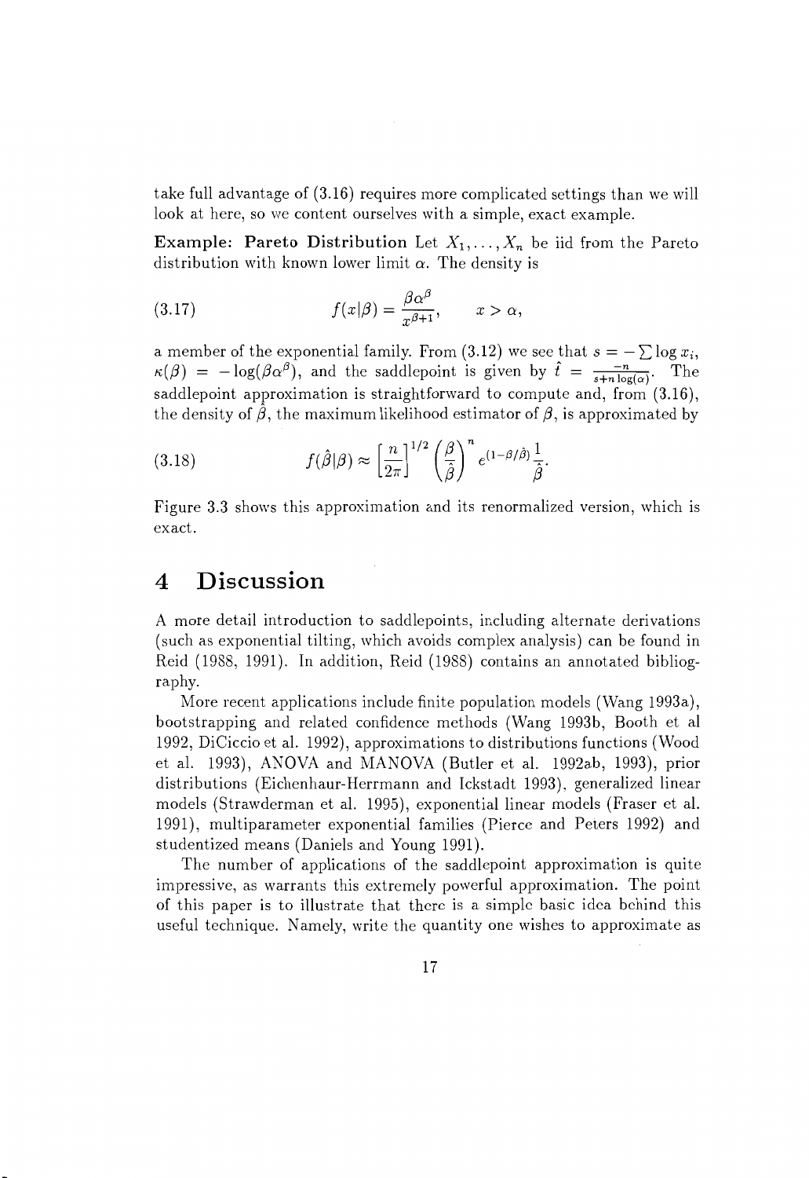take full advantage of (3.16) requires more complicated settings than we will look at here, so we content ourselves with a simple, exact example.

**Example: Pareto Distribution** Let $X_1, \ldots, X_n$ be iid from the Pareto distribution with known lower limit $\alpha$. The density is

$$f(x|\beta) = \frac{\beta\alpha^\beta}{x^{\beta+1}}, \qquad x > \alpha, \tag{3.17}$$

a member of the exponential family. From (3.12) we see that $s = -\sum \log x_i$, $\kappa(\beta) = -\log(\beta\alpha^\beta)$, and the saddlepoint is given by $\hat{t} = \frac{-n}{s+n\log(\alpha)}$. The saddlepoint approximation is straightforward to compute and, from (3.16), the density of $\hat{\beta}$, the maximum likelihood estimator of $\beta$, is approximated by

$$f(\hat{\beta}|\beta) \approx \left[\frac{n}{2\pi}\right]^{1/2} \left(\frac{\beta}{\hat{\beta}}\right)^n e^{(1-\beta/\hat{\beta})} \frac{1}{\hat{\beta}}. \tag{3.18}$$

Figure 3.3 shows this approximation and its renormalized version, which is exact.

# 4 Discussion

A more detail introduction to saddlepoints, including alternate derivations (such as exponential tilting, which avoids complex analysis) can be found in Reid (1988, 1991). In addition, Reid (1988) contains an annotated bibliography.

More recent applications include finite population models (Wang 1993a), bootstrapping and related confidence methods (Wang 1993b, Booth et al 1992, DiCiccio et al. 1992), approximations to distributions functions (Wood et al. 1993), ANOVA and MANOVA (Butler et al. 1992ab, 1993), prior distributions (Eichenhaur-Herrmann and Ickstadt 1993), generalized linear models (Strawderman et al. 1995), exponential linear models (Fraser et al. 1991), multiparameter exponential families (Pierce and Peters 1992) and studentized means (Daniels and Young 1991).

The number of applications of the saddlepoint approximation is quite impressive, as warrants this extremely powerful approximation. The point of this paper is to illustrate that there is a simple basic idea behind this useful technique. Namely, write the quantity one wishes to approximate as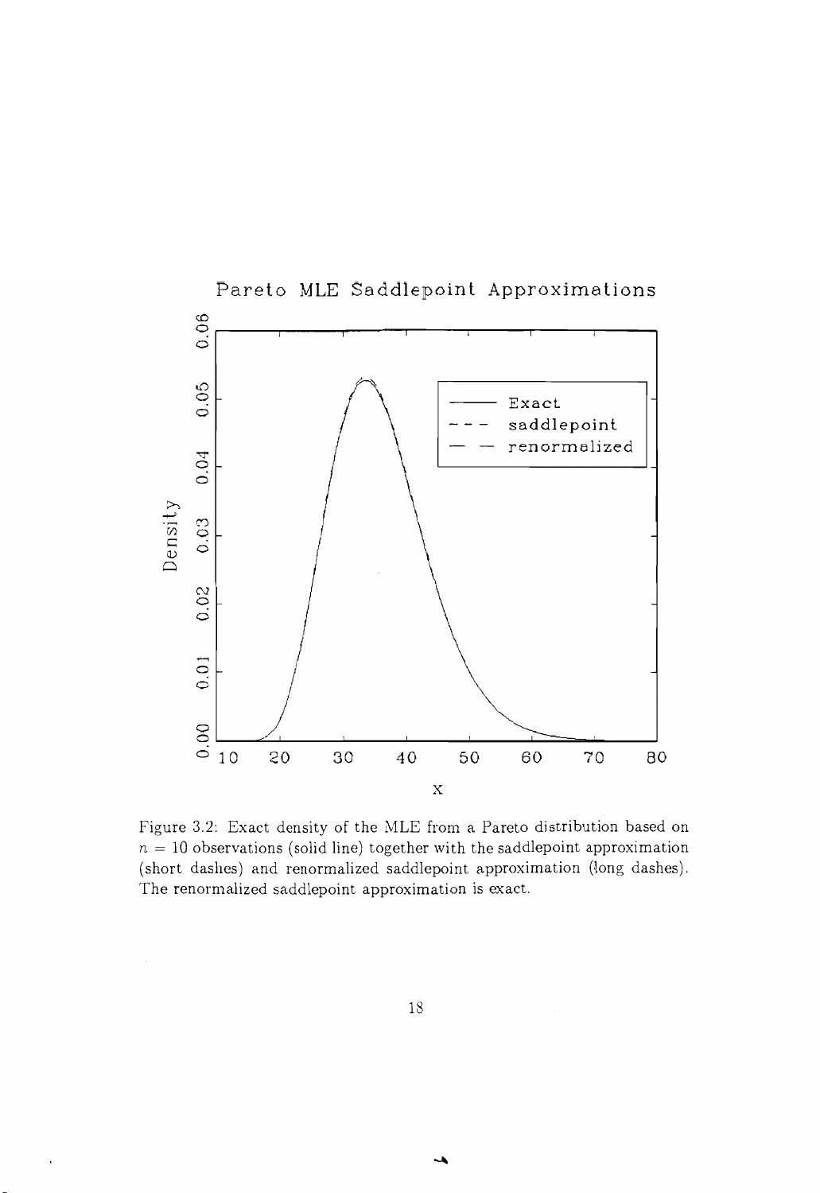Figure 3.2: Exact density of the MLE from a Pareto distribution based on $n = 10$ observations (solid line) together with the saddlepoint approximation (short dashes) and renormalized saddlepoint approximation (long dashes). The renormalized saddlepoint approximation is exact.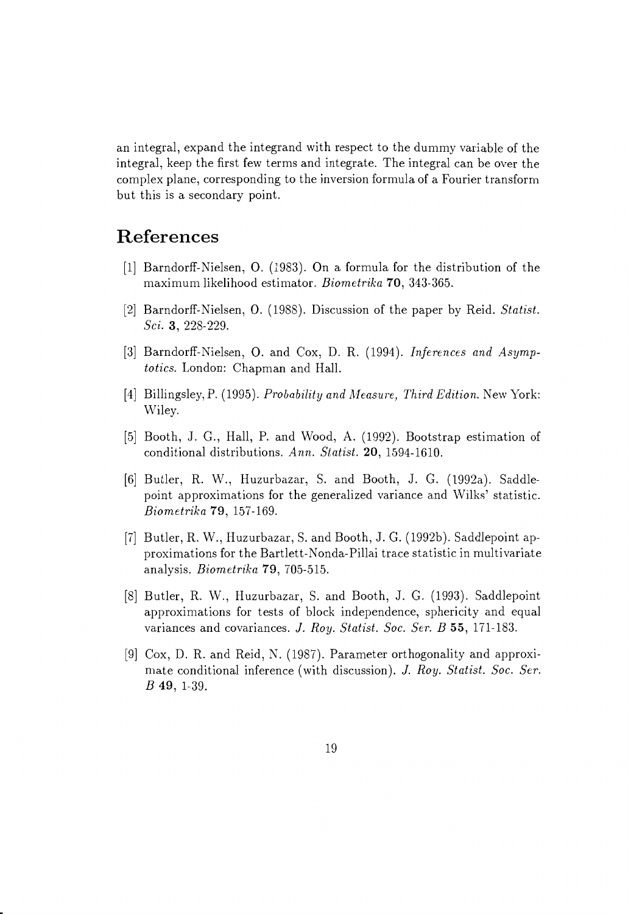an integral, expand the integrand with respect to the dummy variable of the integral, keep the first few terms and integrate. The integral can be over the complex plane, corresponding to the inversion formula of a Fourier transform but this is a secondary point.

## References

[1] Barndorff-Nielsen, O. (1983). On a formula for the distribution of the maximum likelihood estimator. *Biometrika* **70**, 343-365.

[2] Barndorff-Nielsen, O. (1988). Discussion of the paper by Reid. *Statist. Sci.* **3**, 228-229.

[3] Barndorff-Nielsen, O. and Cox, D. R. (1994). *Inferences and Asymptotics.* London: Chapman and Hall.

[4] Billingsley, P. (1995). *Probability and Measure, Third Edition.* New York: Wiley.

[5] Booth, J. G., Hall, P. and Wood, A. (1992). Bootstrap estimation of conditional distributions. *Ann. Statist.* **20**, 1594-1610.

[6] Butler, R. W., Huzurbazar, S. and Booth, J. G. (1992a). Saddlepoint approximations for the generalized variance and Wilks' statistic. *Biometrika* **79**, 157-169.

[7] Butler, R. W., Huzurbazar, S. and Booth, J. G. (1992b). Saddlepoint approximations for the Bartlett-Nonda-Pillai trace statistic in multivariate analysis. *Biometrika* **79**, 705-515.

[8] Butler, R. W., Huzurbazar, S. and Booth, J. G. (1993). Saddlepoint approximations for tests of block independence, sphericity and equal variances and covariances. *J. Roy. Statist. Soc. Ser. B* **55**, 171-183.

[9] Cox, D. R. and Reid, N. (1987). Parameter orthogonality and approximate conditional inference (with discussion). *J. Roy. Statist. Soc. Ser. B* **49**, 1-39.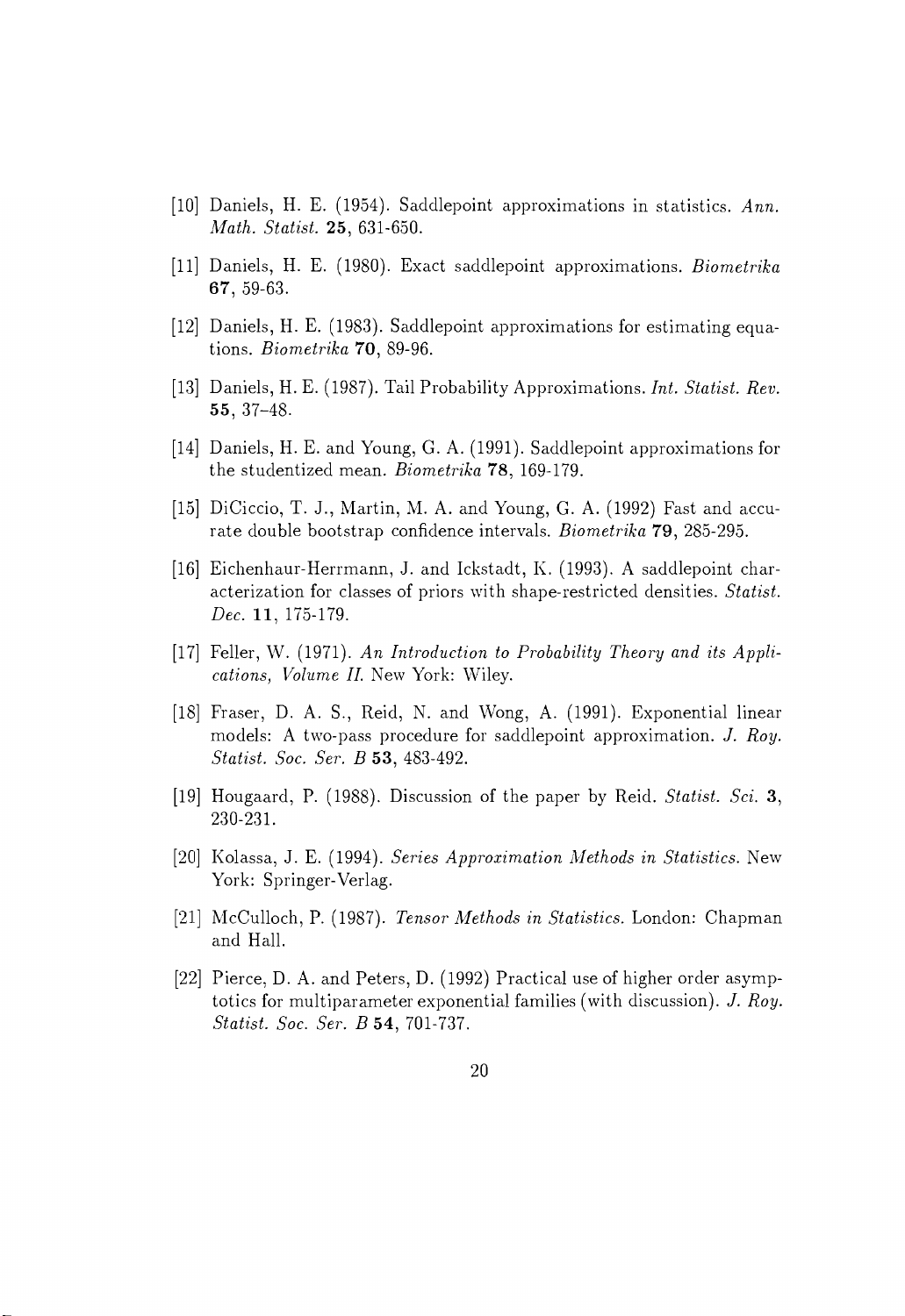[10] Daniels, H. E. (1954). Saddlepoint approximations in statistics. *Ann. Math. Statist.* **25**, 631-650.

[11] Daniels, H. E. (1980). Exact saddlepoint approximations. *Biometrika* **67**, 59-63.

[12] Daniels, H. E. (1983). Saddlepoint approximations for estimating equations. *Biometrika* **70**, 89-96.

[13] Daniels, H. E. (1987). Tail Probability Approximations. *Int. Statist. Rev.* **55**, 37–48.

[14] Daniels, H. E. and Young, G. A. (1991). Saddlepoint approximations for the studentized mean. *Biometrika* **78**, 169-179.

[15] DiCiccio, T. J., Martin, M. A. and Young, G. A. (1992) Fast and accurate double bootstrap confidence intervals. *Biometrika* **79**, 285-295.

[16] Eichenhaur-Herrmann, J. and Ickstadt, K. (1993). A saddlepoint characterization for classes of priors with shape-restricted densities. *Statist. Dec.* **11**, 175-179.

[17] Feller, W. (1971). *An Introduction to Probability Theory and its Applications, Volume II.* New York: Wiley.

[18] Fraser, D. A. S., Reid, N. and Wong, A. (1991). Exponential linear models: A two-pass procedure for saddlepoint approximation. *J. Roy. Statist. Soc. Ser. B* **53**, 483-492.

[19] Hougaard, P. (1988). Discussion of the paper by Reid. *Statist. Sci.* **3**, 230-231.

[20] Kolassa, J. E. (1994). *Series Approximation Methods in Statistics.* New York: Springer-Verlag.

[21] McCulloch, P. (1987). *Tensor Methods in Statistics.* London: Chapman and Hall.

[22] Pierce, D. A. and Peters, D. (1992) Practical use of higher order asymptotics for multiparameter exponential families (with discussion). *J. Roy. Statist. Soc. Ser. B* **54**, 701-737.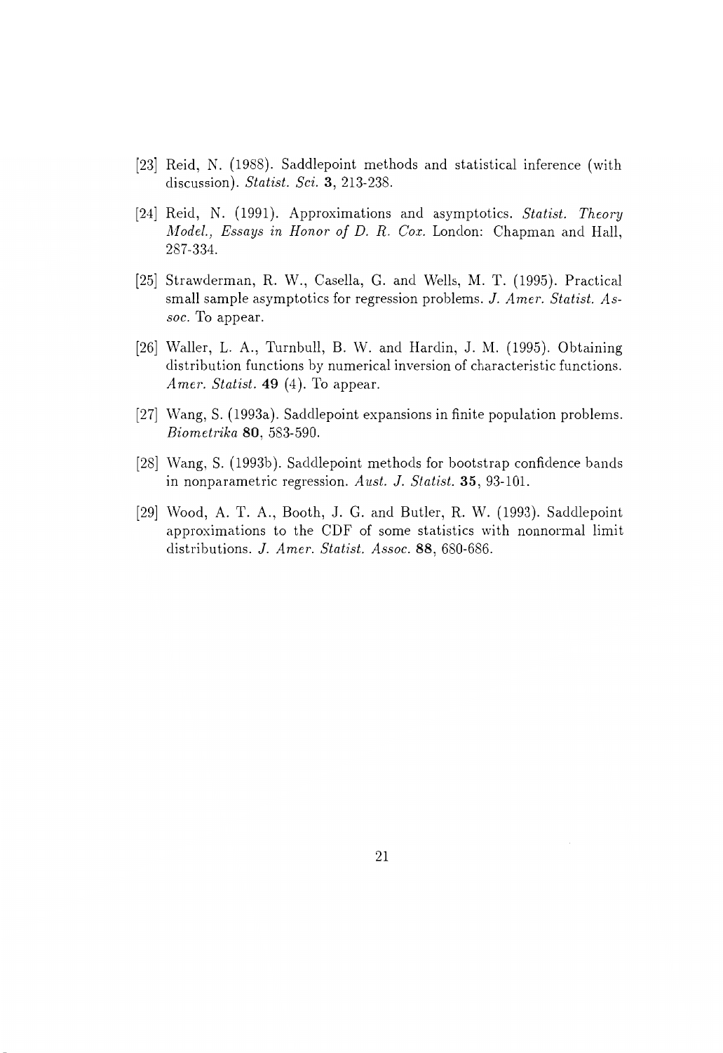[23] Reid, N. (1988). Saddlepoint methods and statistical inference (with discussion). *Statist. Sci.* **3**, 213-238.

[24] Reid, N. (1991). Approximations and asymptotics. *Statist. Theory Model., Essays in Honor of D. R. Cox.* London: Chapman and Hall, 287-334.

[25] Strawderman, R. W., Casella, G. and Wells, M. T. (1995). Practical small sample asymptotics for regression problems. *J. Amer. Statist. Assoc.* To appear.

[26] Waller, L. A., Turnbull, B. W. and Hardin, J. M. (1995). Obtaining distribution functions by numerical inversion of characteristic functions. *Amer. Statist.* **49** (4). To appear.

[27] Wang, S. (1993a). Saddlepoint expansions in finite population problems. *Biometrika* **80**, 583-590.

[28] Wang, S. (1993b). Saddlepoint methods for bootstrap confidence bands in nonparametric regression. *Aust. J. Statist.* **35**, 93-101.

[29] Wood, A. T. A., Booth, J. G. and Butler, R. W. (1993). Saddlepoint approximations to the CDF of some statistics with nonnormal limit distributions. *J. Amer. Statist. Assoc.* **88**, 680-686.